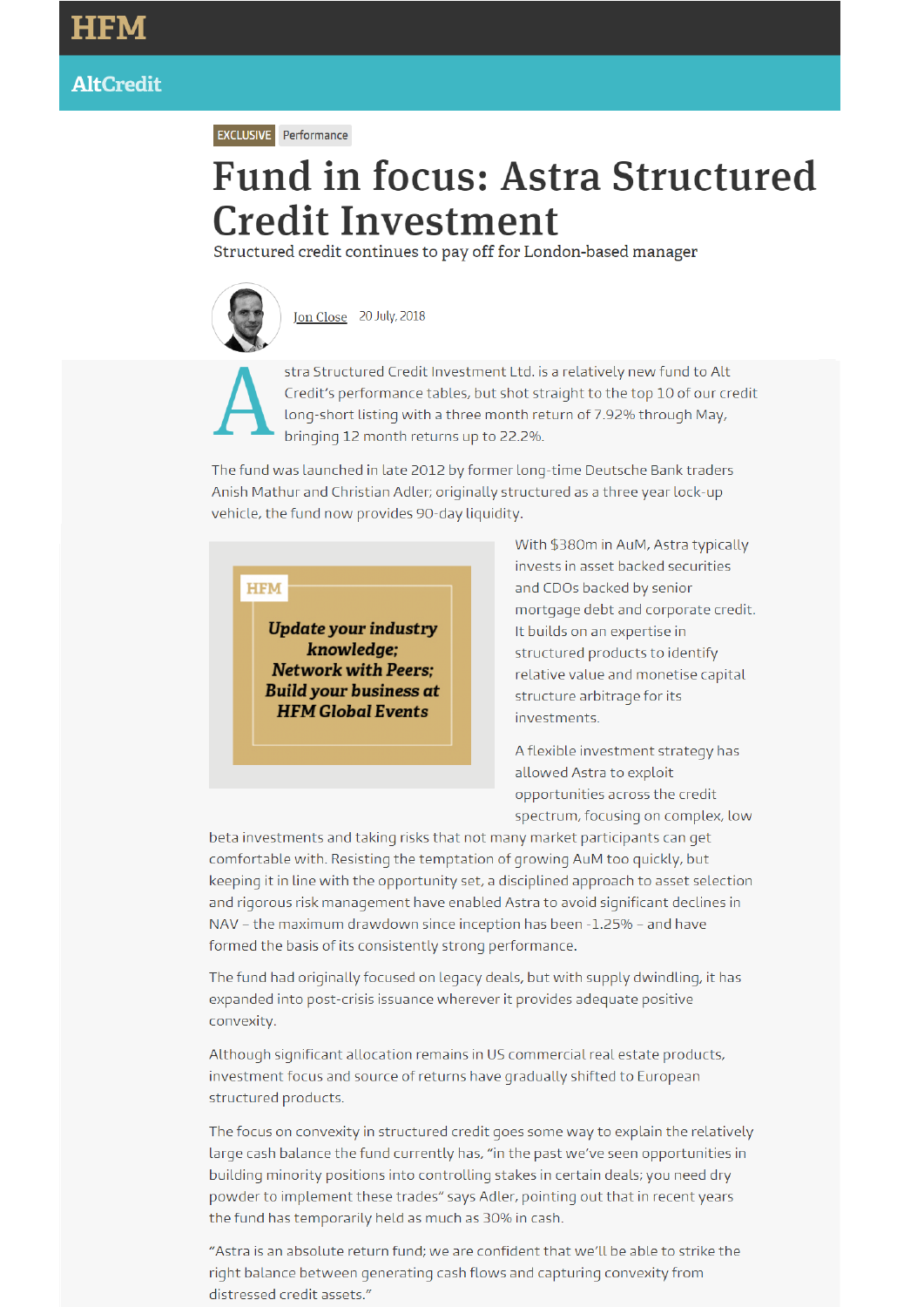HFM

AltCredit

EXCLUSIVE Performance

# Fund in focus: Astra Structured Credit Investment

Structured credit continues to pay off for London-based manager

Jon Close 20 July, 2018

Astra Structured Credit Investment Ltd. is a relatively new fund to Alt Credit's performance tables, but shot straight to the top 10 of our credit long-short listing with a three month return of 7.92% through May, bringing 12 month returns up to 22.2%.

The fund was launched in late 2012 by former long-time Deutsche Bank traders Anish Mathur and Christian Adler; originally structured as a three year lock-up vehicle, the fund now provides 90-day liquidity.

*Update your industry knowledge; Network with Peers; Build your business at HFM Global Events*

With $380m in AuM, Astra typically invests in asset backed securities and CDOs backed by senior mortgage debt and corporate credit. It builds on an expertise in structured products to identify relative value and monetise capital structure arbitrage for its investments.

A flexible investment strategy has allowed Astra to exploit opportunities across the credit spectrum, focusing on complex, low beta investments and taking risks that not many market participants can get comfortable with. Resisting the temptation of growing AuM too quickly, but keeping it in line with the opportunity set, a disciplined approach to asset selection and rigorous risk management have enabled Astra to avoid significant declines in NAV – the maximum drawdown since inception has been -1.25% – and have formed the basis of its consistently strong performance.

The fund had originally focused on legacy deals, but with supply dwindling, it has expanded into post-crisis issuance wherever it provides adequate positive convexity.

Although significant allocation remains in US commercial real estate products, investment focus and source of returns have gradually shifted to European structured products.

The focus on convexity in structured credit goes some way to explain the relatively large cash balance the fund currently has, "in the past we've seen opportunities in building minority positions into controlling stakes in certain deals; you need dry powder to implement these trades" says Adler, pointing out that in recent years the fund has temporarily held as much as 30% in cash.

"Astra is an absolute return fund; we are confident that we'll be able to strike the right balance between generating cash flows and capturing convexity from distressed credit assets."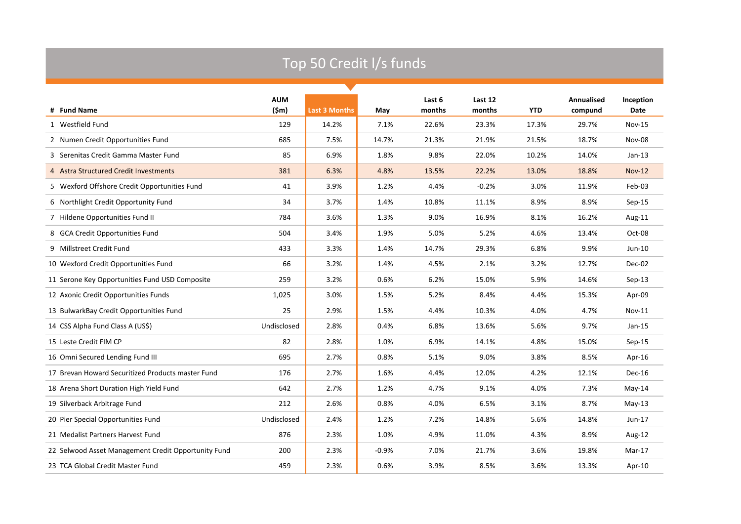# Top 50 Credit l/s funds

| # | Fund Name | AUM ($m) | Last 3 Months | May | Last 6 months | Last 12 months | YTD | Annualised compund | Inception Date |
|---|---|---|---|---|---|---|---|---|---|
| 1 | Westfield Fund | 129 | 14.2% | 7.1% | 22.6% | 23.3% | 17.3% | 29.7% | Nov-15 |
| 2 | Numen Credit Opportunities Fund | 685 | 7.5% | 14.7% | 21.3% | 21.9% | 21.5% | 18.7% | Nov-08 |
| 3 | Serenitas Credit Gamma Master Fund | 85 | 6.9% | 1.8% | 9.8% | 22.0% | 10.2% | 14.0% | Jan-13 |
| 4 | Astra Structured Credit Investments | 381 | 6.3% | 4.8% | 13.5% | 22.2% | 13.0% | 18.8% | Nov-12 |
| 5 | Wexford Offshore Credit Opportunities Fund | 41 | 3.9% | 1.2% | 4.4% | -0.2% | 3.0% | 11.9% | Feb-03 |
| 6 | Northlight Credit Opportunity Fund | 34 | 3.7% | 1.4% | 10.8% | 11.1% | 8.9% | 8.9% | Sep-15 |
| 7 | Hildene Opportunities Fund II | 784 | 3.6% | 1.3% | 9.0% | 16.9% | 8.1% | 16.2% | Aug-11 |
| 8 | GCA Credit Opportunities Fund | 504 | 3.4% | 1.9% | 5.0% | 5.2% | 4.6% | 13.4% | Oct-08 |
| 9 | Millstreet Credit Fund | 433 | 3.3% | 1.4% | 14.7% | 29.3% | 6.8% | 9.9% | Jun-10 |
| 10 | Wexford Credit Opportunities Fund | 66 | 3.2% | 1.4% | 4.5% | 2.1% | 3.2% | 12.7% | Dec-02 |
| 11 | Serone Key Opportunities Fund USD Composite | 259 | 3.2% | 0.6% | 6.2% | 15.0% | 5.9% | 14.6% | Sep-13 |
| 12 | Axonic Credit Opportunities Funds | 1,025 | 3.0% | 1.5% | 5.2% | 8.4% | 4.4% | 15.3% | Apr-09 |
| 13 | BulwarkBay Credit Opportunities Fund | 25 | 2.9% | 1.5% | 4.4% | 10.3% | 4.0% | 4.7% | Nov-11 |
| 14 | CSS Alpha Fund Class A (US$) | Undisclosed | 2.8% | 0.4% | 6.8% | 13.6% | 5.6% | 9.7% | Jan-15 |
| 15 | Leste Credit FIM CP | 82 | 2.8% | 1.0% | 6.9% | 14.1% | 4.8% | 15.0% | Sep-15 |
| 16 | Omni Secured Lending Fund III | 695 | 2.7% | 0.8% | 5.1% | 9.0% | 3.8% | 8.5% | Apr-16 |
| 17 | Brevan Howard Securitized Products master Fund | 176 | 2.7% | 1.6% | 4.4% | 12.0% | 4.2% | 12.1% | Dec-16 |
| 18 | Arena Short Duration High Yield Fund | 642 | 2.7% | 1.2% | 4.7% | 9.1% | 4.0% | 7.3% | May-14 |
| 19 | Silverback Arbitrage Fund | 212 | 2.6% | 0.8% | 4.0% | 6.5% | 3.1% | 8.7% | May-13 |
| 20 | Pier Special Opportunities Fund | Undisclosed | 2.4% | 1.2% | 7.2% | 14.8% | 5.6% | 14.8% | Jun-17 |
| 21 | Medalist Partners Harvest Fund | 876 | 2.3% | 1.0% | 4.9% | 11.0% | 4.3% | 8.9% | Aug-12 |
| 22 | Selwood Asset Management Credit Opportunity Fund | 200 | 2.3% | -0.9% | 7.0% | 21.7% | 3.6% | 19.8% | Mar-17 |
| 23 | TCA Global Credit Master Fund | 459 | 2.3% | 0.6% | 3.9% | 8.5% | 3.6% | 13.3% | Apr-10 |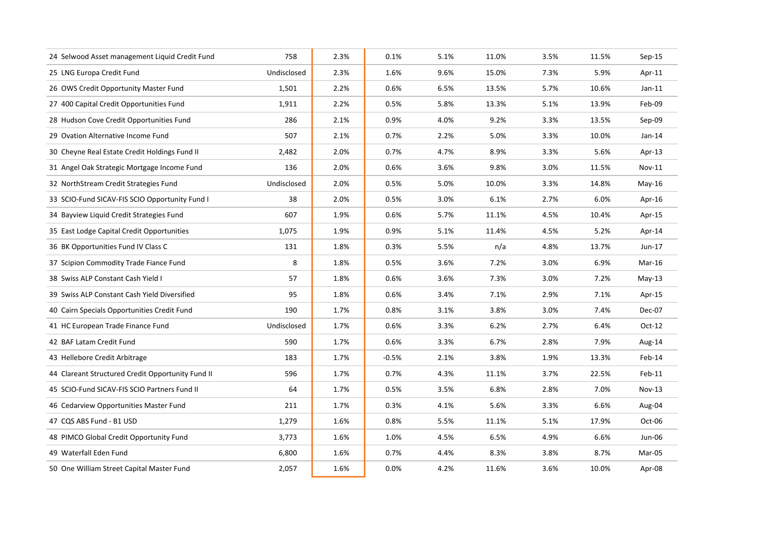| | | | | | | | | |
|---|---|---|---|---|---|---|---|---|
| 24 Selwood Asset management Liquid Credit Fund | 758 | 2.3% | 0.1% | 5.1% | 11.0% | 3.5% | 11.5% | Sep-15 |
| 25 LNG Europa Credit Fund | Undisclosed | 2.3% | 1.6% | 9.6% | 15.0% | 7.3% | 5.9% | Apr-11 |
| 26 OWS Credit Opportunity Master Fund | 1,501 | 2.2% | 0.6% | 6.5% | 13.5% | 5.7% | 10.6% | Jan-11 |
| 27 400 Capital Credit Opportunities Fund | 1,911 | 2.2% | 0.5% | 5.8% | 13.3% | 5.1% | 13.9% | Feb-09 |
| 28 Hudson Cove Credit Opportunities Fund | 286 | 2.1% | 0.9% | 4.0% | 9.2% | 3.3% | 13.5% | Sep-09 |
| 29 Ovation Alternative Income Fund | 507 | 2.1% | 0.7% | 2.2% | 5.0% | 3.3% | 10.0% | Jan-14 |
| 30 Cheyne Real Estate Credit Holdings Fund II | 2,482 | 2.0% | 0.7% | 4.7% | 8.9% | 3.3% | 5.6% | Apr-13 |
| 31 Angel Oak Strategic Mortgage Income Fund | 136 | 2.0% | 0.6% | 3.6% | 9.8% | 3.0% | 11.5% | Nov-11 |
| 32 NorthStream Credit Strategies Fund | Undisclosed | 2.0% | 0.5% | 5.0% | 10.0% | 3.3% | 14.8% | May-16 |
| 33 SCIO-Fund SICAV-FIS SCIO Opportunity Fund I | 38 | 2.0% | 0.5% | 3.0% | 6.1% | 2.7% | 6.0% | Apr-16 |
| 34 Bayview Liquid Credit Strategies Fund | 607 | 1.9% | 0.6% | 5.7% | 11.1% | 4.5% | 10.4% | Apr-15 |
| 35 East Lodge Capital Credit Opportunities | 1,075 | 1.9% | 0.9% | 5.1% | 11.4% | 4.5% | 5.2% | Apr-14 |
| 36 BK Opportunities Fund IV Class C | 131 | 1.8% | 0.3% | 5.5% | n/a | 4.8% | 13.7% | Jun-17 |
| 37 Scipion Commodity Trade Fiance Fund | 8 | 1.8% | 0.5% | 3.6% | 7.2% | 3.0% | 6.9% | Mar-16 |
| 38 Swiss ALP Constant Cash Yield I | 57 | 1.8% | 0.6% | 3.6% | 7.3% | 3.0% | 7.2% | May-13 |
| 39 Swiss ALP Constant Cash Yield Diversified | 95 | 1.8% | 0.6% | 3.4% | 7.1% | 2.9% | 7.1% | Apr-15 |
| 40 Cairn Specials Opportunities Credit Fund | 190 | 1.7% | 0.8% | 3.1% | 3.8% | 3.0% | 7.4% | Dec-07 |
| 41 HC European Trade Finance Fund | Undisclosed | 1.7% | 0.6% | 3.3% | 6.2% | 2.7% | 6.4% | Oct-12 |
| 42 BAF Latam Credit Fund | 590 | 1.7% | 0.6% | 3.3% | 6.7% | 2.8% | 7.9% | Aug-14 |
| 43 Hellebore Credit Arbitrage | 183 | 1.7% | -0.5% | 2.1% | 3.8% | 1.9% | 13.3% | Feb-14 |
| 44 Clareant Structured Credit Opportunity Fund II | 596 | 1.7% | 0.7% | 4.3% | 11.1% | 3.7% | 22.5% | Feb-11 |
| 45 SCIO-Fund SICAV-FIS SCIO Partners Fund II | 64 | 1.7% | 0.5% | 3.5% | 6.8% | 2.8% | 7.0% | Nov-13 |
| 46 Cedarview Opportunities Master Fund | 211 | 1.7% | 0.3% | 4.1% | 5.6% | 3.3% | 6.6% | Aug-04 |
| 47 CQS ABS Fund - B1 USD | 1,279 | 1.6% | 0.8% | 5.5% | 11.1% | 5.1% | 17.9% | Oct-06 |
| 48 PIMCO Global Credit Opportunity Fund | 3,773 | 1.6% | 1.0% | 4.5% | 6.5% | 4.9% | 6.6% | Jun-06 |
| 49 Waterfall Eden Fund | 6,800 | 1.6% | 0.7% | 4.4% | 8.3% | 3.8% | 8.7% | Mar-05 |
| 50 One William Street Capital Master Fund | 2,057 | 1.6% | 0.0% | 4.2% | 11.6% | 3.6% | 10.0% | Apr-08 |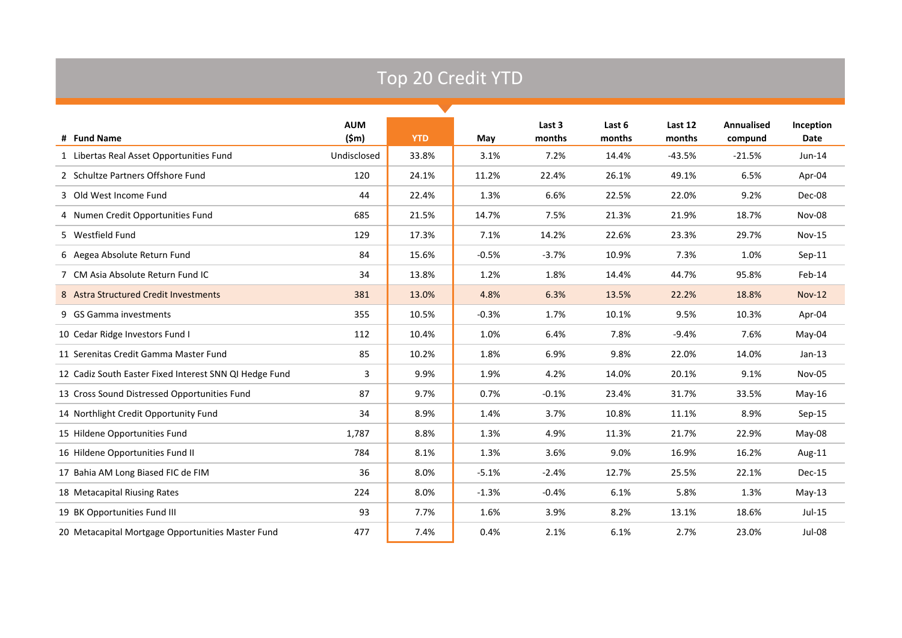# Top 20 Credit YTD

| # | Fund Name | AUM ($m) | YTD | May | Last 3 months | Last 6 months | Last 12 months | Annualised compund | Inception Date |
|---|---|---|---|---|---|---|---|---|---|
| 1 | Libertas Real Asset Opportunities Fund | Undisclosed | 33.8% | 3.1% | 7.2% | 14.4% | -43.5% | -21.5% | Jun-14 |
| 2 | Schultze Partners Offshore Fund | 120 | 24.1% | 11.2% | 22.4% | 26.1% | 49.1% | 6.5% | Apr-04 |
| 3 | Old West Income Fund | 44 | 22.4% | 1.3% | 6.6% | 22.5% | 22.0% | 9.2% | Dec-08 |
| 4 | Numen Credit Opportunities Fund | 685 | 21.5% | 14.7% | 7.5% | 21.3% | 21.9% | 18.7% | Nov-08 |
| 5 | Westfield Fund | 129 | 17.3% | 7.1% | 14.2% | 22.6% | 23.3% | 29.7% | Nov-15 |
| 6 | Aegea Absolute Return Fund | 84 | 15.6% | -0.5% | -3.7% | 10.9% | 7.3% | 1.0% | Sep-11 |
| 7 | CM Asia Absolute Return Fund IC | 34 | 13.8% | 1.2% | 1.8% | 14.4% | 44.7% | 95.8% | Feb-14 |
| 8 | Astra Structured Credit Investments | 381 | 13.0% | 4.8% | 6.3% | 13.5% | 22.2% | 18.8% | Nov-12 |
| 9 | GS Gamma investments | 355 | 10.5% | -0.3% | 1.7% | 10.1% | 9.5% | 10.3% | Apr-04 |
| 10 | Cedar Ridge Investors Fund I | 112 | 10.4% | 1.0% | 6.4% | 7.8% | -9.4% | 7.6% | May-04 |
| 11 | Serenitas Credit Gamma Master Fund | 85 | 10.2% | 1.8% | 6.9% | 9.8% | 22.0% | 14.0% | Jan-13 |
| 12 | Cadiz South Easter Fixed Interest SNN QI Hedge Fund | 3 | 9.9% | 1.9% | 4.2% | 14.0% | 20.1% | 9.1% | Nov-05 |
| 13 | Cross Sound Distressed Opportunities Fund | 87 | 9.7% | 0.7% | -0.1% | 23.4% | 31.7% | 33.5% | May-16 |
| 14 | Northlight Credit Opportunity Fund | 34 | 8.9% | 1.4% | 3.7% | 10.8% | 11.1% | 8.9% | Sep-15 |
| 15 | Hildene Opportunities Fund | 1,787 | 8.8% | 1.3% | 4.9% | 11.3% | 21.7% | 22.9% | May-08 |
| 16 | Hildene Opportunities Fund II | 784 | 8.1% | 1.3% | 3.6% | 9.0% | 16.9% | 16.2% | Aug-11 |
| 17 | Bahia AM Long Biased FIC de FIM | 36 | 8.0% | -5.1% | -2.4% | 12.7% | 25.5% | 22.1% | Dec-15 |
| 18 | Metacapital Riusing Rates | 224 | 8.0% | -1.3% | -0.4% | 6.1% | 5.8% | 1.3% | May-13 |
| 19 | BK Opportunities Fund III | 93 | 7.7% | 1.6% | 3.9% | 8.2% | 13.1% | 18.6% | Jul-15 |
| 20 | Metacapital Mortgage Opportunities Master Fund | 477 | 7.4% | 0.4% | 2.1% | 6.1% | 2.7% | 23.0% | Jul-08 |